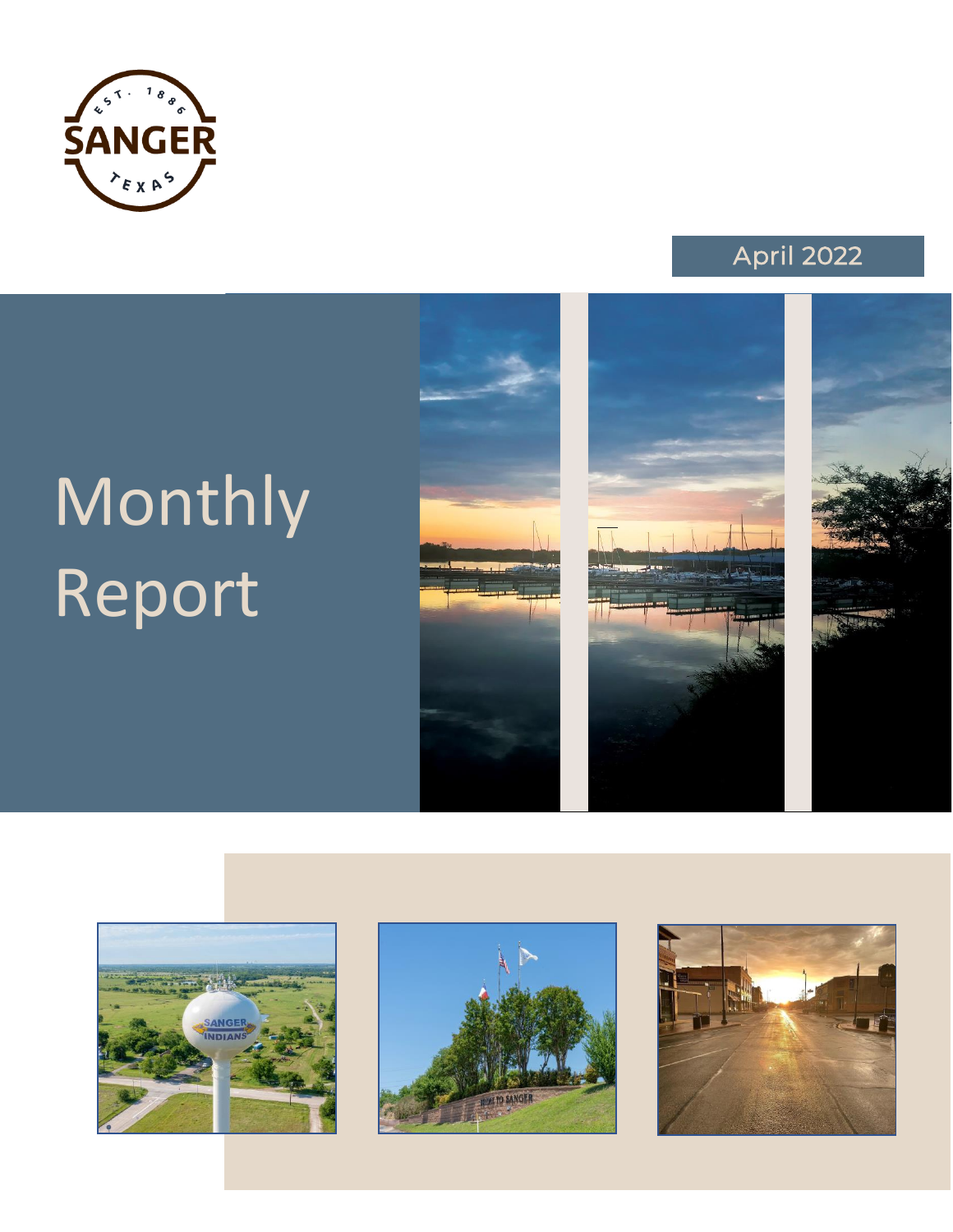EST. 1886
SANGER
TEXAS

April 2022

# Monthly Report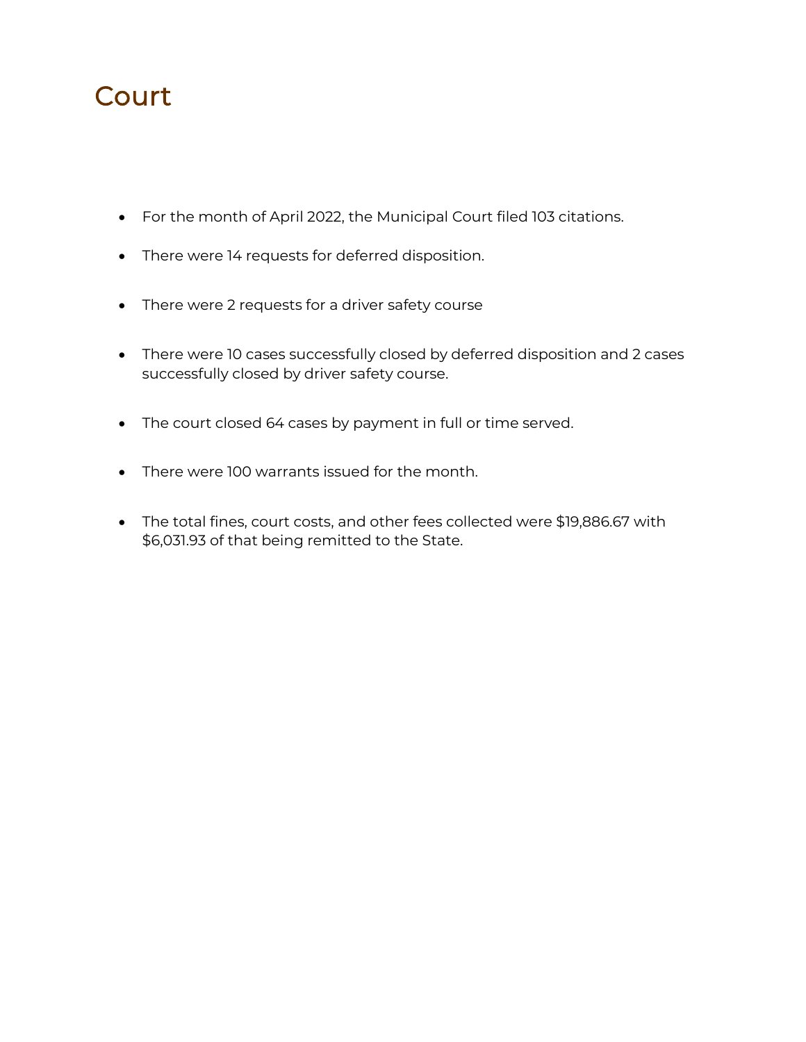# Court

- For the month of April 2022, the Municipal Court filed 103 citations.
- There were 14 requests for deferred disposition.
- There were 2 requests for a driver safety course
- There were 10 cases successfully closed by deferred disposition and 2 cases successfully closed by driver safety course.
- The court closed 64 cases by payment in full or time served.
- There were 100 warrants issued for the month.
- The total fines, court costs, and other fees collected were $19,886.67 with $6,031.93 of that being remitted to the State.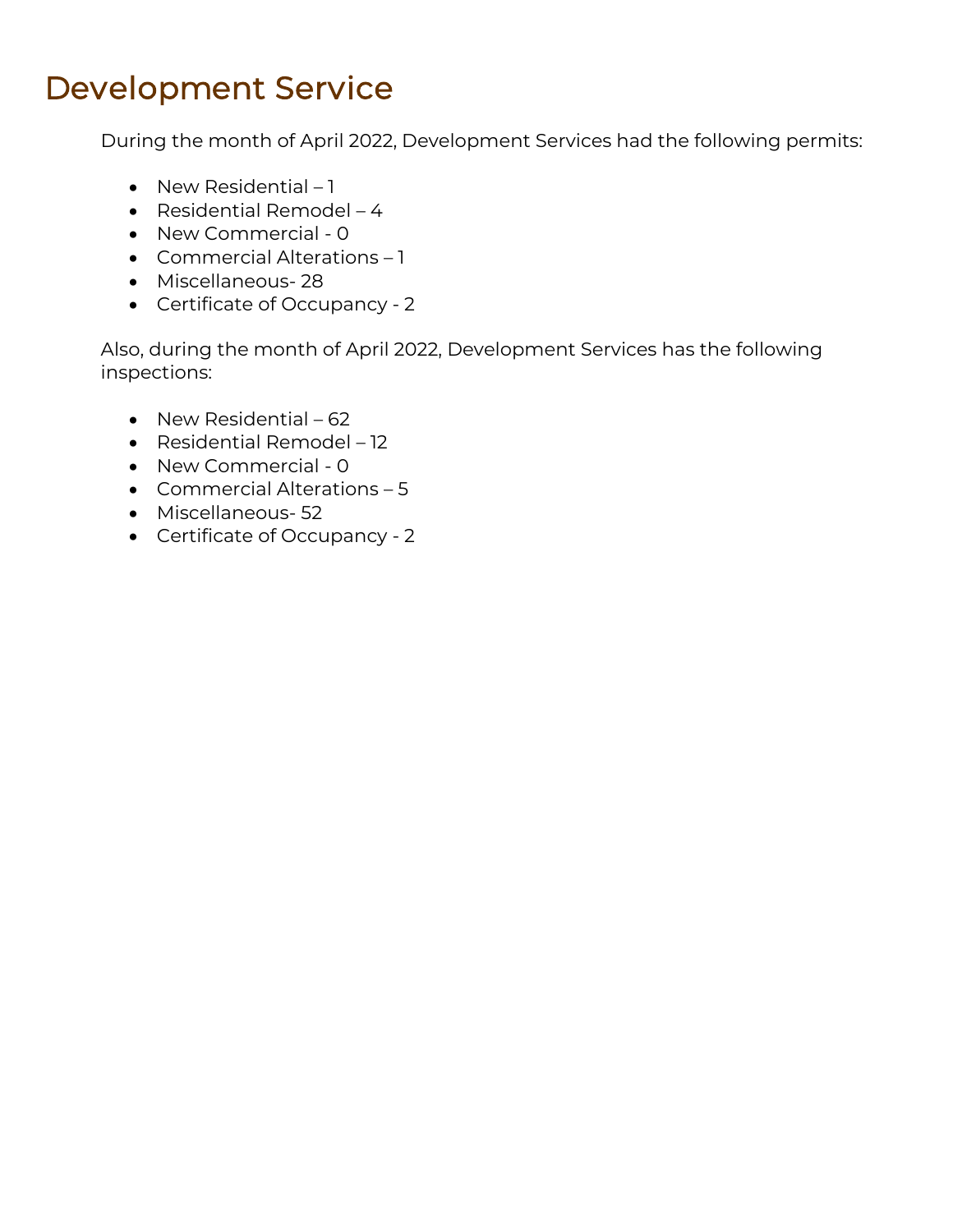# Development Service

During the month of April 2022, Development Services had the following permits:

- New Residential – 1
- Residential Remodel – 4
- New Commercial - 0
- Commercial Alterations – 1
- Miscellaneous- 28
- Certificate of Occupancy - 2

Also, during the month of April 2022, Development Services has the following inspections:

- New Residential – 62
- Residential Remodel – 12
- New Commercial - 0
- Commercial Alterations – 5
- Miscellaneous- 52
- Certificate of Occupancy - 2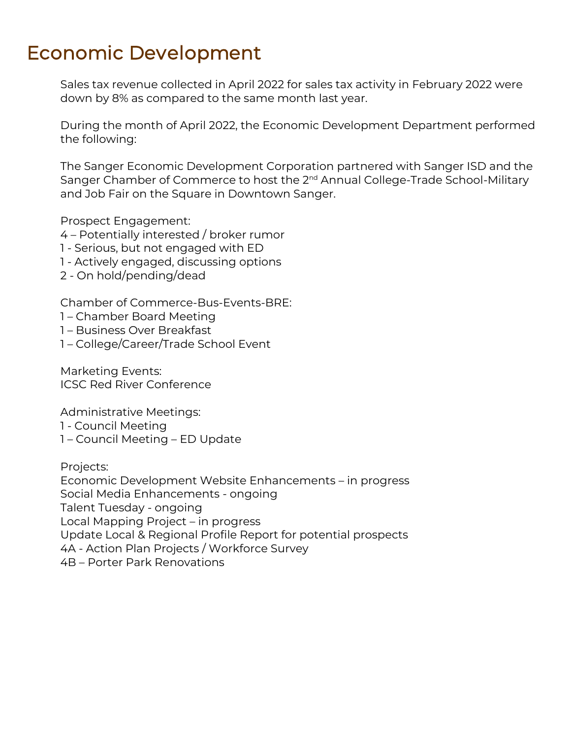# Economic Development

Sales tax revenue collected in April 2022 for sales tax activity in February 2022 were down by 8% as compared to the same month last year.

During the month of April 2022, the Economic Development Department performed the following:

The Sanger Economic Development Corporation partnered with Sanger ISD and the Sanger Chamber of Commerce to host the 2nd Annual College-Trade School-Military and Job Fair on the Square in Downtown Sanger.

Prospect Engagement:
4 – Potentially interested / broker rumor
1 - Serious, but not engaged with ED
1 - Actively engaged, discussing options
2 - On hold/pending/dead

Chamber of Commerce-Bus-Events-BRE:
1 – Chamber Board Meeting
1 – Business Over Breakfast
1 – College/Career/Trade School Event

Marketing Events:
ICSC Red River Conference

Administrative Meetings:
1 - Council Meeting
1 – Council Meeting – ED Update

Projects:
Economic Development Website Enhancements – in progress
Social Media Enhancements - ongoing
Talent Tuesday - ongoing
Local Mapping Project – in progress
Update Local & Regional Profile Report for potential prospects
4A - Action Plan Projects / Workforce Survey
4B – Porter Park Renovations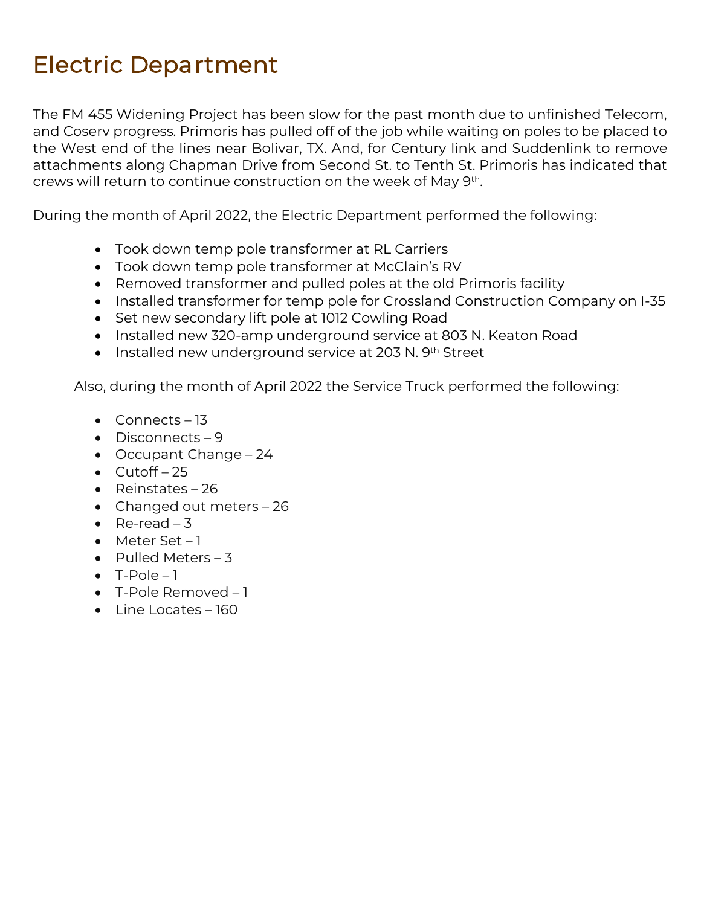# Electric Department

The FM 455 Widening Project has been slow for the past month due to unfinished Telecom, and Coserv progress. Primoris has pulled off of the job while waiting on poles to be placed to the West end of the lines near Bolivar, TX. And, for Century link and Suddenlink to remove attachments along Chapman Drive from Second St. to Tenth St. Primoris has indicated that crews will return to continue construction on the week of May 9th.

During the month of April 2022, the Electric Department performed the following:

- Took down temp pole transformer at RL Carriers
- Took down temp pole transformer at McClain's RV
- Removed transformer and pulled poles at the old Primoris facility
- Installed transformer for temp pole for Crossland Construction Company on I-35
- Set new secondary lift pole at 1012 Cowling Road
- Installed new 320-amp underground service at 803 N. Keaton Road
- Installed new underground service at 203 N. 9th Street

Also, during the month of April 2022 the Service Truck performed the following:

- Connects – 13
- Disconnects – 9
- Occupant Change – 24
- Cutoff – 25
- Reinstates – 26
- Changed out meters – 26
- Re-read – 3
- Meter Set – 1
- Pulled Meters – 3
- T-Pole – 1
- T-Pole Removed – 1
- Line Locates – 160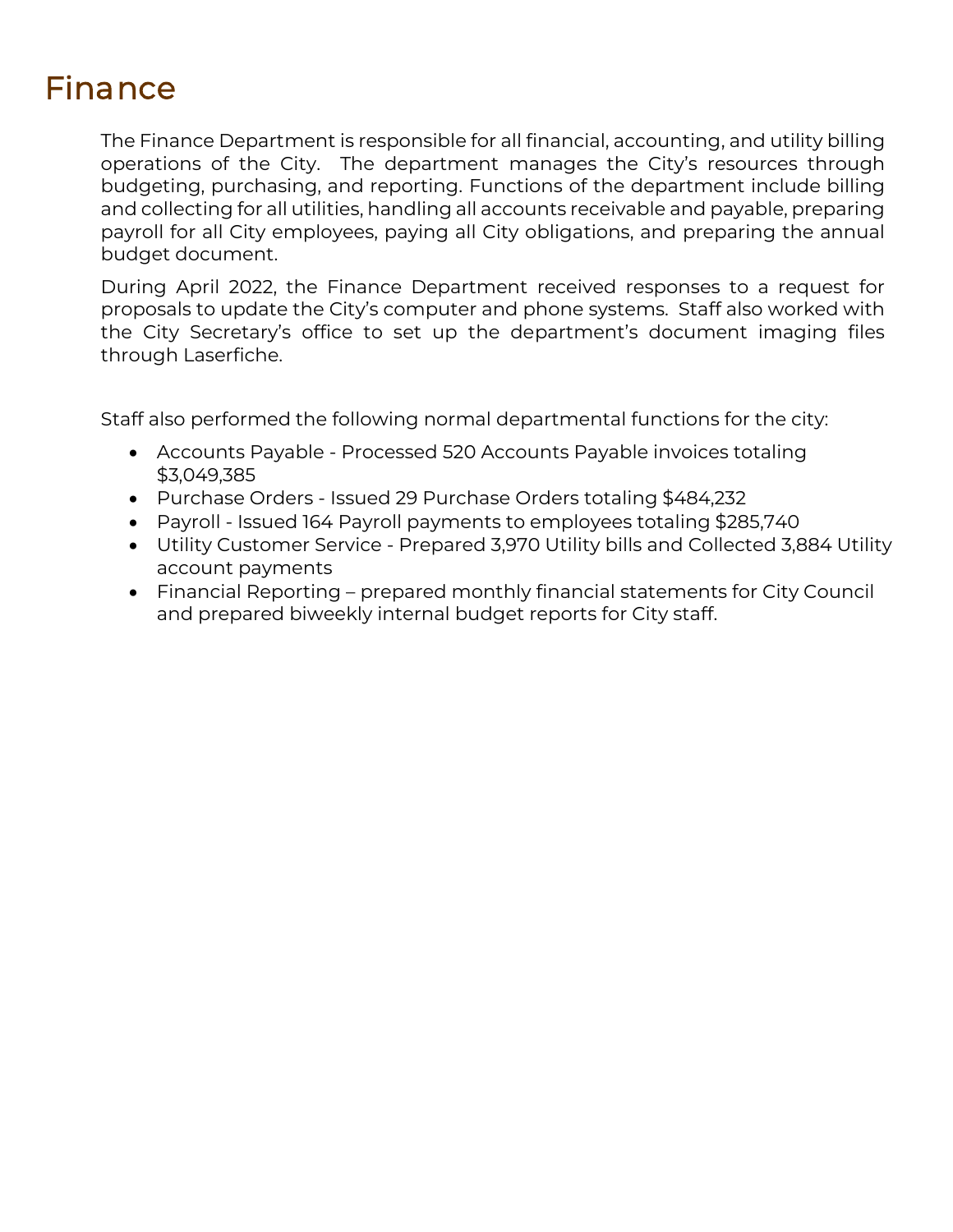# Finance

The Finance Department is responsible for all financial, accounting, and utility billing operations of the City. The department manages the City's resources through budgeting, purchasing, and reporting. Functions of the department include billing and collecting for all utilities, handling all accounts receivable and payable, preparing payroll for all City employees, paying all City obligations, and preparing the annual budget document.

During April 2022, the Finance Department received responses to a request for proposals to update the City's computer and phone systems. Staff also worked with the City Secretary's office to set up the department's document imaging files through Laserfiche.

Staff also performed the following normal departmental functions for the city:

- Accounts Payable - Processed 520 Accounts Payable invoices totaling $3,049,385
- Purchase Orders - Issued 29 Purchase Orders totaling $484,232
- Payroll - Issued 164 Payroll payments to employees totaling $285,740
- Utility Customer Service - Prepared 3,970 Utility bills and Collected 3,884 Utility account payments
- Financial Reporting – prepared monthly financial statements for City Council and prepared biweekly internal budget reports for City staff.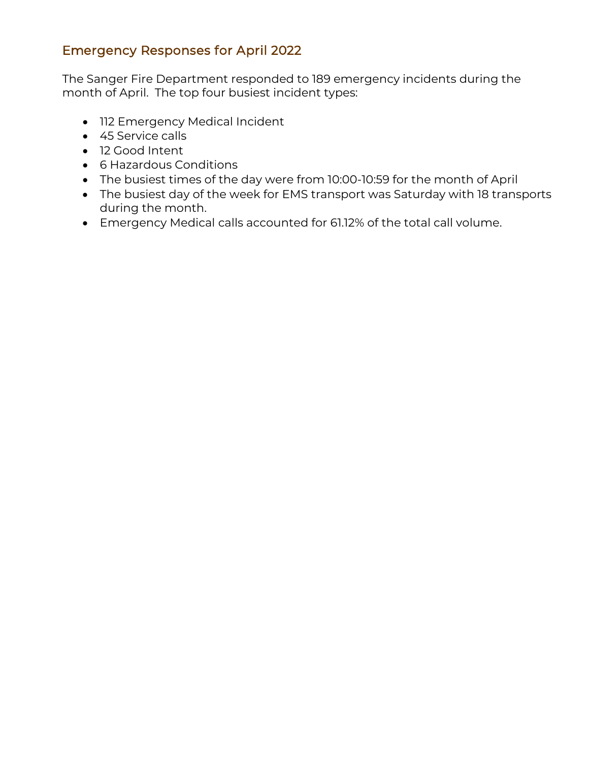## Emergency Responses for April 2022

The Sanger Fire Department responded to 189 emergency incidents during the month of April. The top four busiest incident types:

- 112 Emergency Medical Incident
- 45 Service calls
- 12 Good Intent
- 6 Hazardous Conditions
- The busiest times of the day were from 10:00-10:59 for the month of April
- The busiest day of the week for EMS transport was Saturday with 18 transports during the month.
- Emergency Medical calls accounted for 61.12% of the total call volume.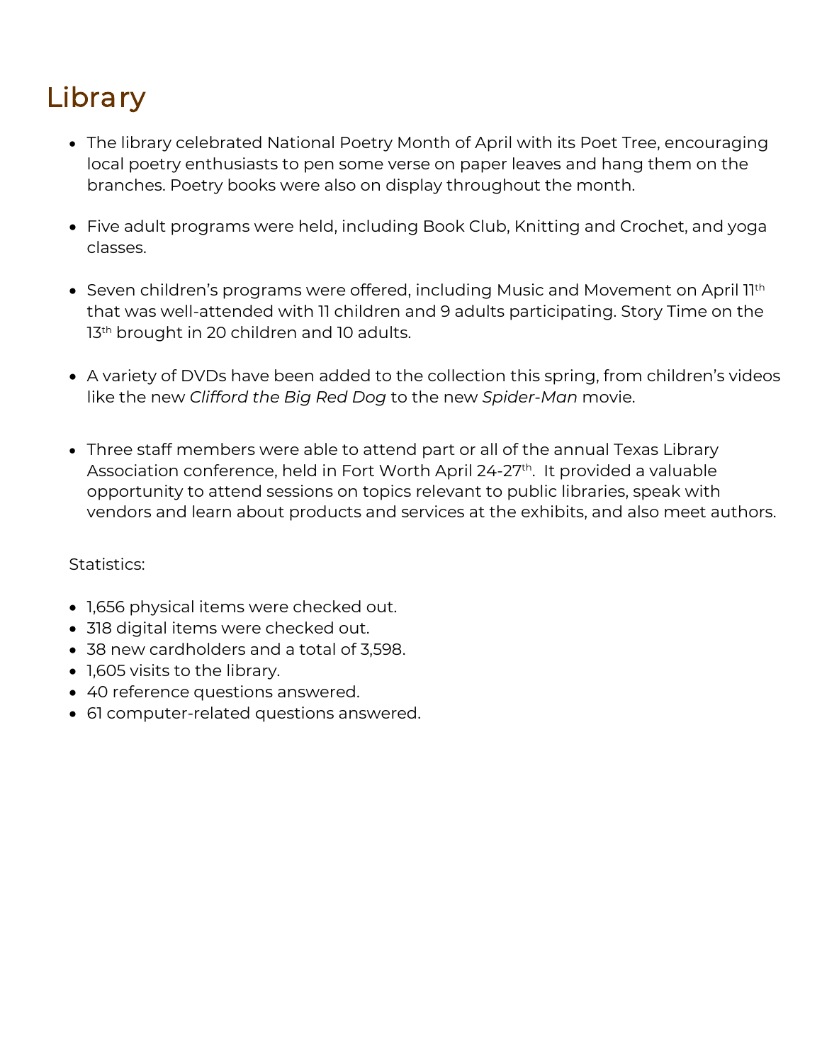# Library

- The library celebrated National Poetry Month of April with its Poet Tree, encouraging local poetry enthusiasts to pen some verse on paper leaves and hang them on the branches. Poetry books were also on display throughout the month.

- Five adult programs were held, including Book Club, Knitting and Crochet, and yoga classes.

- Seven children's programs were offered, including Music and Movement on April 11th that was well-attended with 11 children and 9 adults participating. Story Time on the 13th brought in 20 children and 10 adults.

- A variety of DVDs have been added to the collection this spring, from children's videos like the new *Clifford the Big Red Dog* to the new *Spider-Man* movie.

- Three staff members were able to attend part or all of the annual Texas Library Association conference, held in Fort Worth April 24-27th. It provided a valuable opportunity to attend sessions on topics relevant to public libraries, speak with vendors and learn about products and services at the exhibits, and also meet authors.

Statistics:

- 1,656 physical items were checked out.
- 318 digital items were checked out.
- 38 new cardholders and a total of 3,598.
- 1,605 visits to the library.
- 40 reference questions answered.
- 61 computer-related questions answered.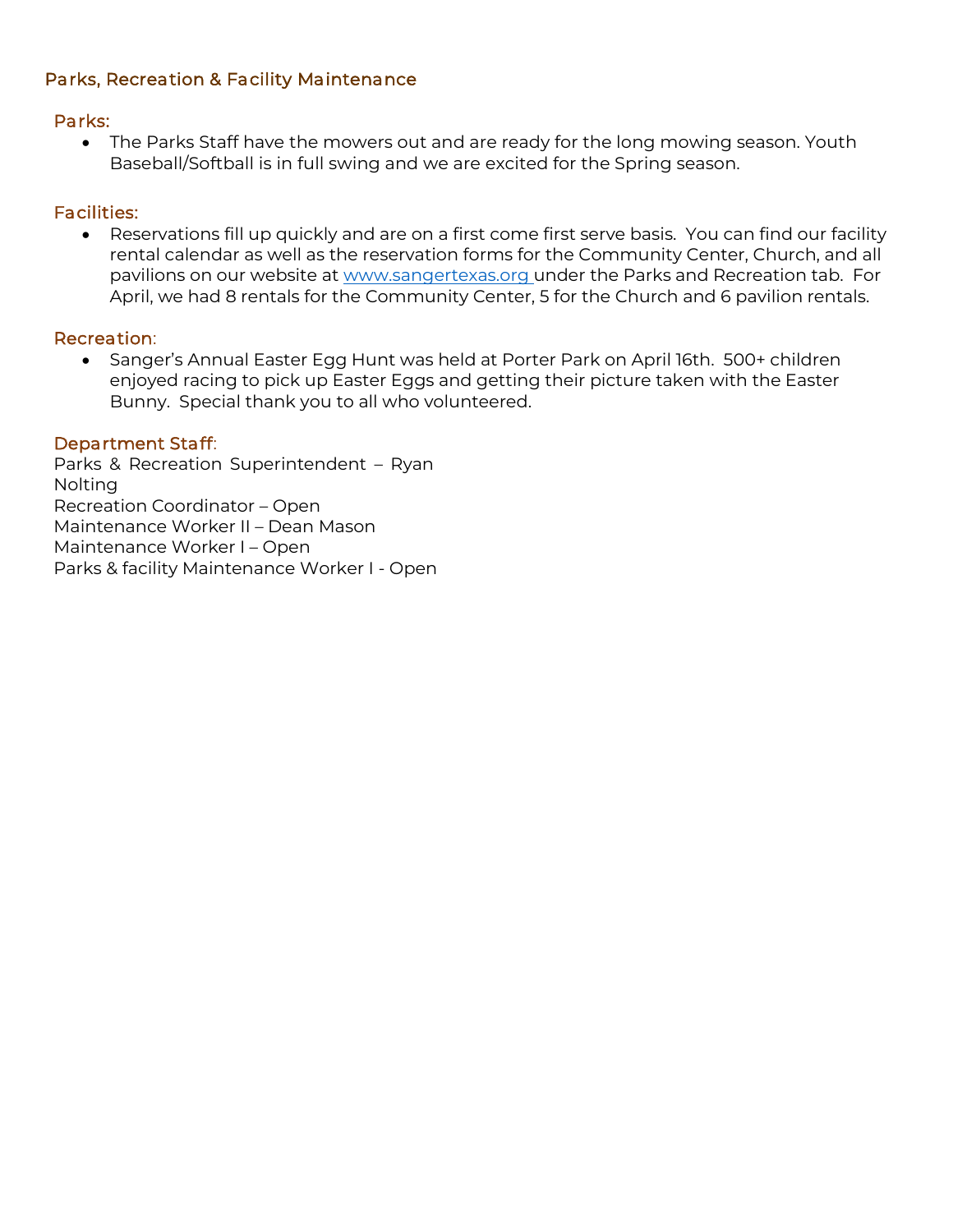## Parks, Recreation & Facility Maintenance

### Parks:

- The Parks Staff have the mowers out and are ready for the long mowing season. Youth Baseball/Softball is in full swing and we are excited for the Spring season.

### Facilities:

- Reservations fill up quickly and are on a first come first serve basis. You can find our facility rental calendar as well as the reservation forms for the Community Center, Church, and all pavilions on our website at www.sangertexas.org under the Parks and Recreation tab. For April, we had 8 rentals for the Community Center, 5 for the Church and 6 pavilion rentals.

### Recreation:

- Sanger's Annual Easter Egg Hunt was held at Porter Park on April 16th. 500+ children enjoyed racing to pick up Easter Eggs and getting their picture taken with the Easter Bunny. Special thank you to all who volunteered.

### Department Staff:

Parks & Recreation Superintendent – Ryan Nolting
Recreation Coordinator – Open
Maintenance Worker II – Dean Mason
Maintenance Worker I – Open
Parks & facility Maintenance Worker I - Open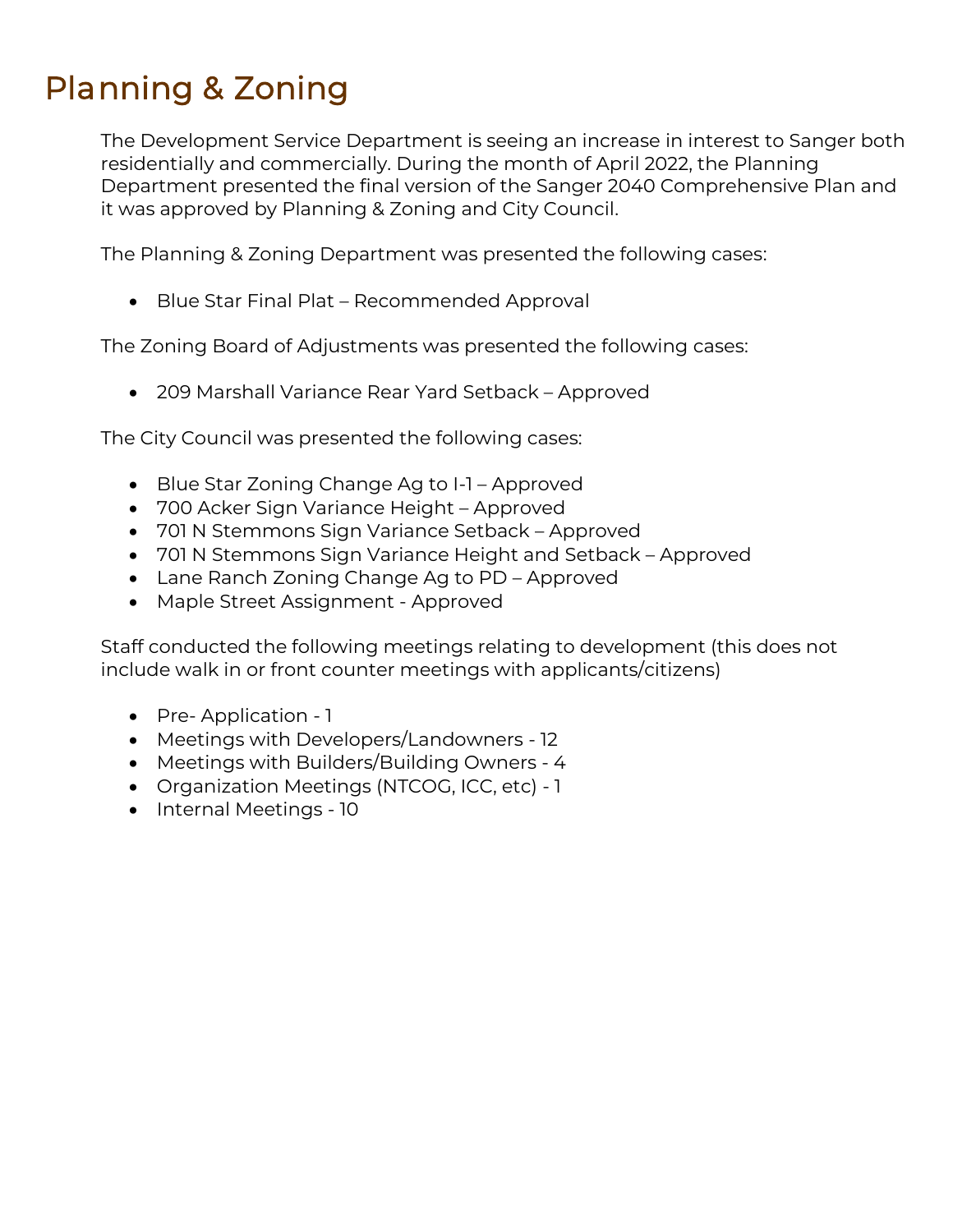# Planning & Zoning

The Development Service Department is seeing an increase in interest to Sanger both residentially and commercially. During the month of April 2022, the Planning Department presented the final version of the Sanger 2040 Comprehensive Plan and it was approved by Planning & Zoning and City Council.

The Planning & Zoning Department was presented the following cases:

- Blue Star Final Plat – Recommended Approval

The Zoning Board of Adjustments was presented the following cases:

- 209 Marshall Variance Rear Yard Setback – Approved

The City Council was presented the following cases:

- Blue Star Zoning Change Ag to I-1 – Approved
- 700 Acker Sign Variance Height – Approved
- 701 N Stemmons Sign Variance Setback – Approved
- 701 N Stemmons Sign Variance Height and Setback – Approved
- Lane Ranch Zoning Change Ag to PD – Approved
- Maple Street Assignment - Approved

Staff conducted the following meetings relating to development (this does not include walk in or front counter meetings with applicants/citizens)

- Pre- Application - 1
- Meetings with Developers/Landowners - 12
- Meetings with Builders/Building Owners - 4
- Organization Meetings (NTCOG, ICC, etc) - 1
- Internal Meetings - 10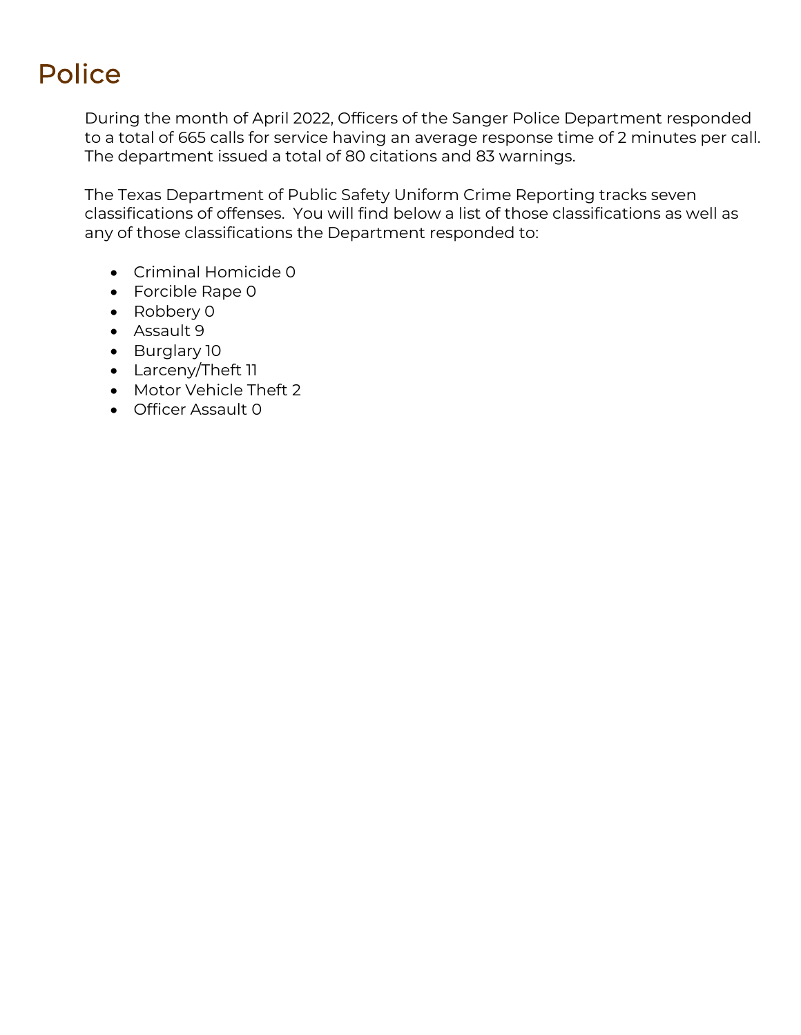# Police

During the month of April 2022, Officers of the Sanger Police Department responded to a total of 665 calls for service having an average response time of 2 minutes per call. The department issued a total of 80 citations and 83 warnings.

The Texas Department of Public Safety Uniform Crime Reporting tracks seven classifications of offenses. You will find below a list of those classifications as well as any of those classifications the Department responded to:

- Criminal Homicide 0
- Forcible Rape 0
- Robbery 0
- Assault 9
- Burglary 10
- Larceny/Theft 11
- Motor Vehicle Theft 2
- Officer Assault 0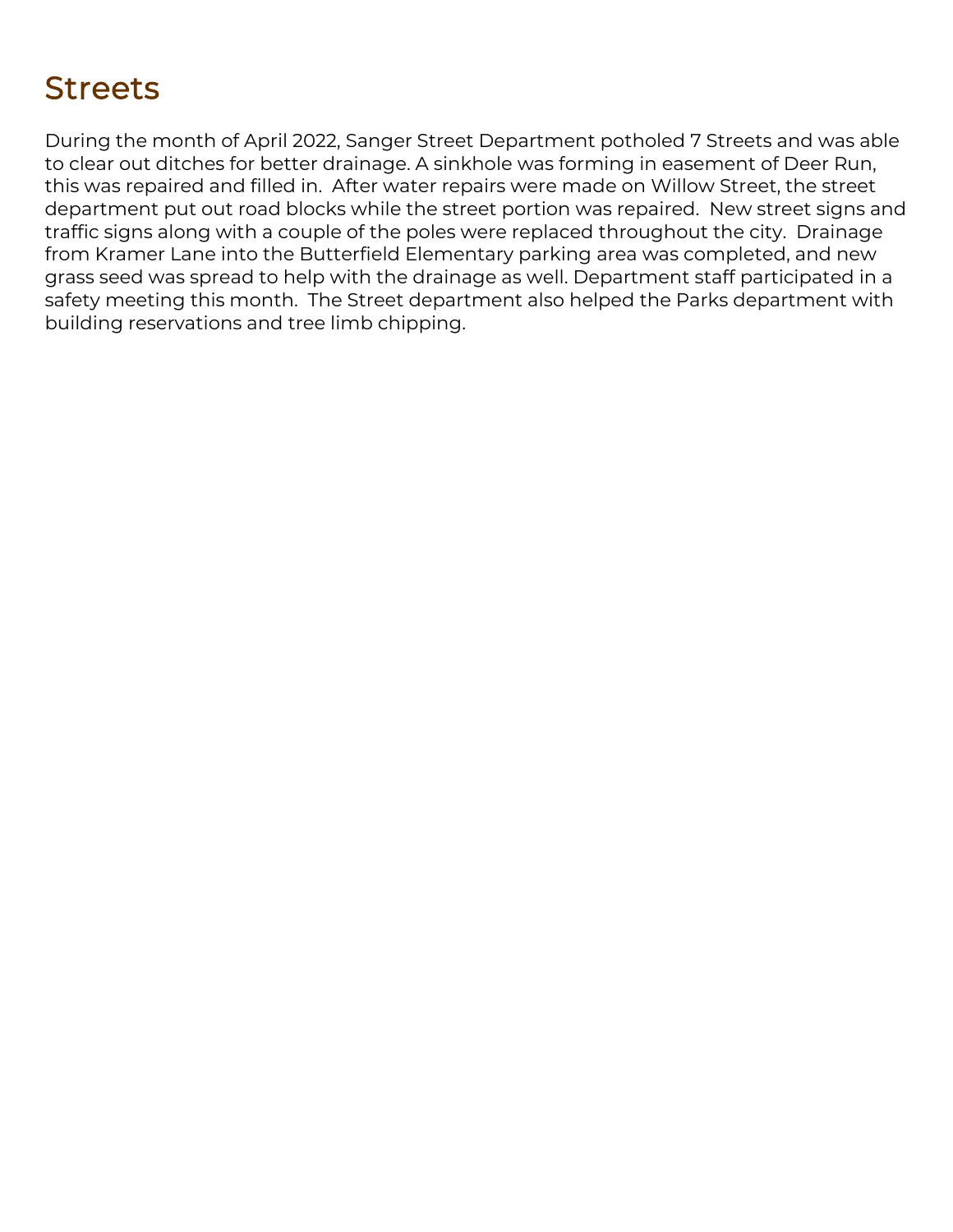# Streets

During the month of April 2022, Sanger Street Department potholed 7 Streets and was able to clear out ditches for better drainage. A sinkhole was forming in easement of Deer Run, this was repaired and filled in. After water repairs were made on Willow Street, the street department put out road blocks while the street portion was repaired. New street signs and traffic signs along with a couple of the poles were replaced throughout the city. Drainage from Kramer Lane into the Butterfield Elementary parking area was completed, and new grass seed was spread to help with the drainage as well. Department staff participated in a safety meeting this month. The Street department also helped the Parks department with building reservations and tree limb chipping.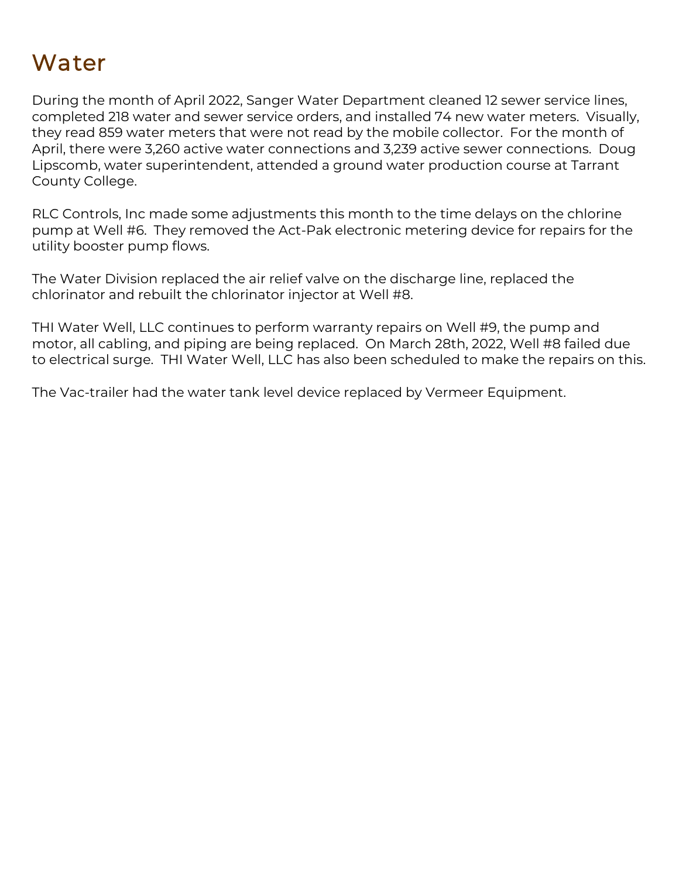# Water

During the month of April 2022, Sanger Water Department cleaned 12 sewer service lines, completed 218 water and sewer service orders, and installed 74 new water meters. Visually, they read 859 water meters that were not read by the mobile collector. For the month of April, there were 3,260 active water connections and 3,239 active sewer connections. Doug Lipscomb, water superintendent, attended a ground water production course at Tarrant County College.

RLC Controls, Inc made some adjustments this month to the time delays on the chlorine pump at Well #6. They removed the Act-Pak electronic metering device for repairs for the utility booster pump flows.

The Water Division replaced the air relief valve on the discharge line, replaced the chlorinator and rebuilt the chlorinator injector at Well #8.

THI Water Well, LLC continues to perform warranty repairs on Well #9, the pump and motor, all cabling, and piping are being replaced. On March 28th, 2022, Well #8 failed due to electrical surge. THI Water Well, LLC has also been scheduled to make the repairs on this.

The Vac-trailer had the water tank level device replaced by Vermeer Equipment.